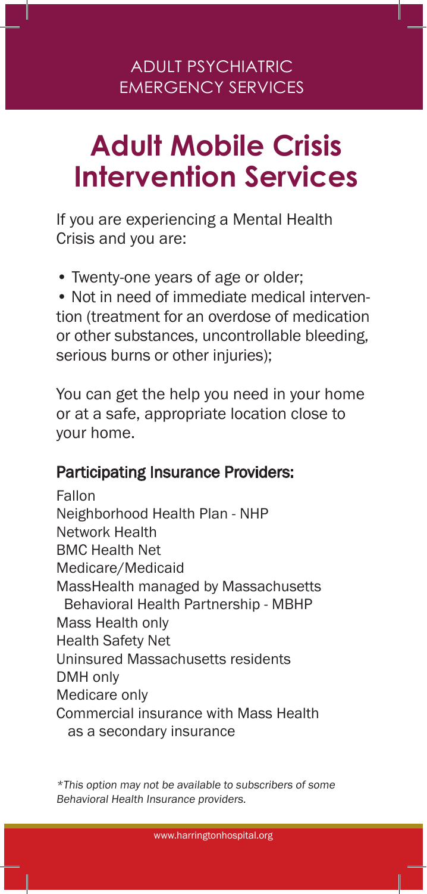ADULT PSYCHIATRIC EMERGENCY SERVICES

# Adult Mobile Crisis Intervention Services

If you are experiencing a Mental Health Crisis and you are:

- Twenty-one years of age or older;
- Not in need of immediate medical intervention (treatment for an overdose of medication or other substances, uncontrollable bleeding, serious burns or other injuries);

You can get the help you need in your home or at a safe, appropriate location close to your home.

## Participating Insurance Providers:

Fallon
Neighborhood Health Plan - NHP
Network Health
BMC Health Net
Medicare/Medicaid
MassHealth managed by Massachusetts Behavioral Health Partnership - MBHP
Mass Health only
Health Safety Net
Uninsured Massachusetts residents
DMH only
Medicare only
Commercial insurance with Mass Health as a secondary insurance

*\*This option may not be available to subscribers of some Behavioral Health Insurance providers.*

www.harringtonhospital.org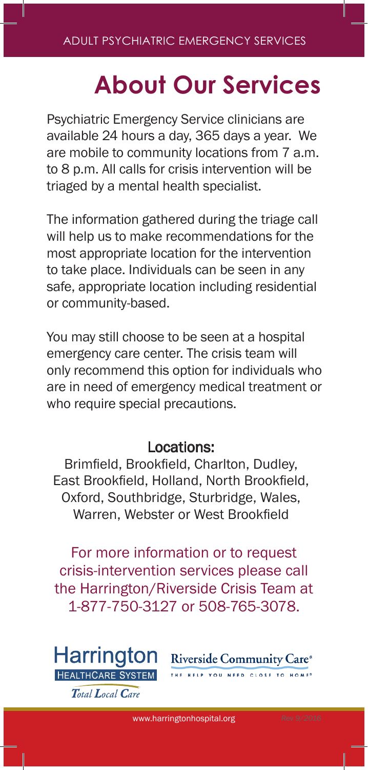ADULT PSYCHIATRIC EMERGENCY SERVICES

# About Our Services

Psychiatric Emergency Service clinicians are available 24 hours a day, 365 days a year. We are mobile to community locations from 7 a.m. to 8 p.m. All calls for crisis intervention will be triaged by a mental health specialist.

The information gathered during the triage call will help us to make recommendations for the most appropriate location for the intervention to take place. Individuals can be seen in any safe, appropriate location including residential or community-based.

You may still choose to be seen at a hospital emergency care center. The crisis team will only recommend this option for individuals who are in need of emergency medical treatment or who require special precautions.

## Locations:

Brimfield, Brookfield, Charlton, Dudley, East Brookfield, Holland, North Brookfield, Oxford, Southbridge, Sturbridge, Wales, Warren, Webster or West Brookfield

For more information or to request crisis-intervention services please call the Harrington/Riverside Crisis Team at 1-877-750-3127 or 508-765-3078.

Harrington HEALTHCARE SYSTEM
*Total Local Care*

Riverside Community Care®
THE HELP YOU NEED CLOSE TO HOME®

www.harringtonhospital.org Rev 9/2016